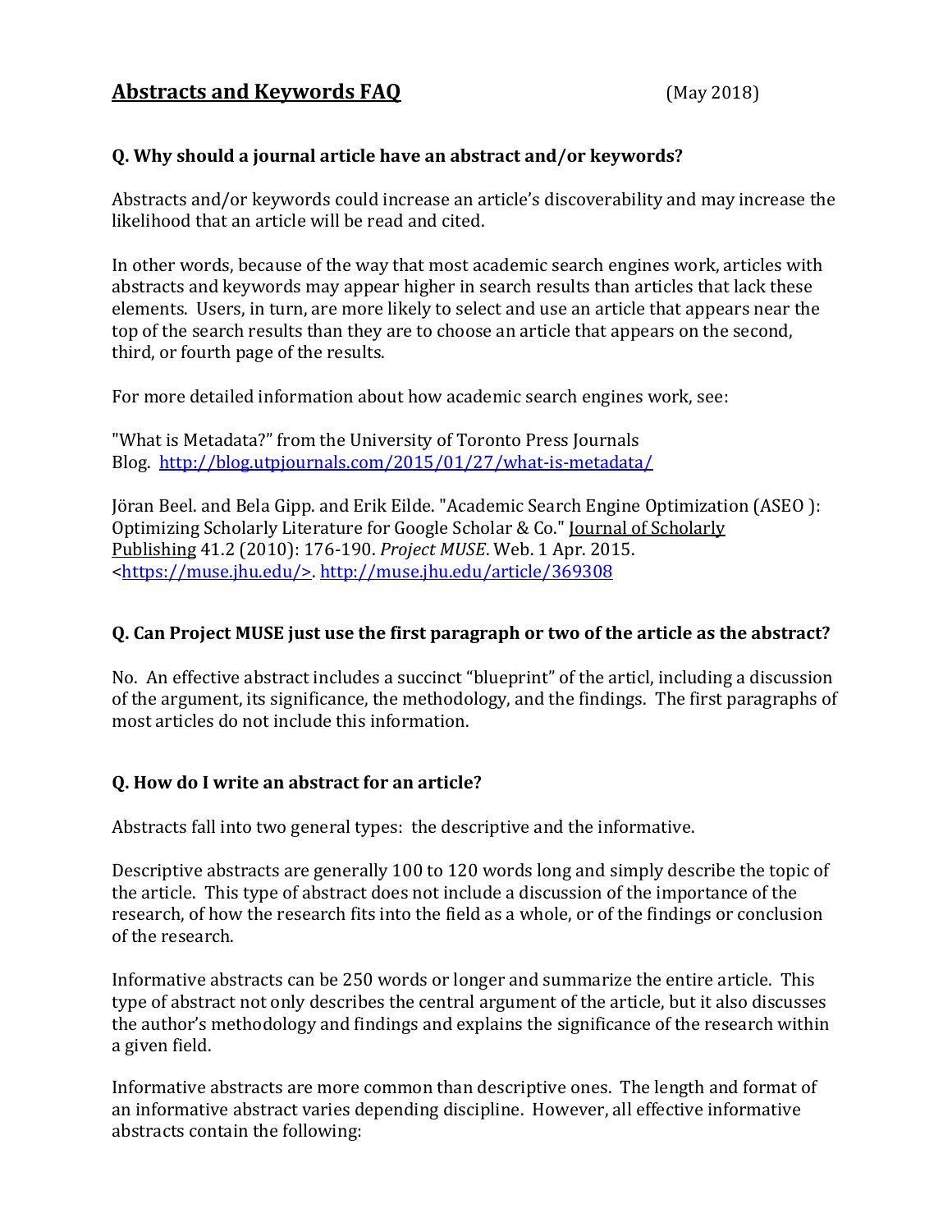# Abstracts and Keywords FAQ

(May 2018)

**Q. Why should a journal article have an abstract and/or keywords?**

Abstracts and/or keywords could increase an article's discoverability and may increase the likelihood that an article will be read and cited.

In other words, because of the way that most academic search engines work, articles with abstracts and keywords may appear higher in search results than articles that lack these elements. Users, in turn, are more likely to select and use an article that appears near the top of the search results than they are to choose an article that appears on the second, third, or fourth page of the results.

For more detailed information about how academic search engines work, see:

"What is Metadata?" from the University of Toronto Press Journals Blog. http://blog.utpjournals.com/2015/01/27/what-is-metadata/

Jöran Beel. and Bela Gipp. and Erik Eilde. "Academic Search Engine Optimization (ASEO ): Optimizing Scholarly Literature for Google Scholar & Co." Journal of Scholarly Publishing 41.2 (2010): 176-190. *Project MUSE*. Web. 1 Apr. 2015. <https://muse.jhu.edu/>. http://muse.jhu.edu/article/369308

**Q. Can Project MUSE just use the first paragraph or two of the article as the abstract?**

No. An effective abstract includes a succinct "blueprint" of the articl, including a discussion of the argument, its significance, the methodology, and the findings. The first paragraphs of most articles do not include this information.

**Q. How do I write an abstract for an article?**

Abstracts fall into two general types: the descriptive and the informative.

Descriptive abstracts are generally 100 to 120 words long and simply describe the topic of the article. This type of abstract does not include a discussion of the importance of the research, of how the research fits into the field as a whole, or of the findings or conclusion of the research.

Informative abstracts can be 250 words or longer and summarize the entire article. This type of abstract not only describes the central argument of the article, but it also discusses the author's methodology and findings and explains the significance of the research within a given field.

Informative abstracts are more common than descriptive ones. The length and format of an informative abstract varies depending discipline. However, all effective informative abstracts contain the following: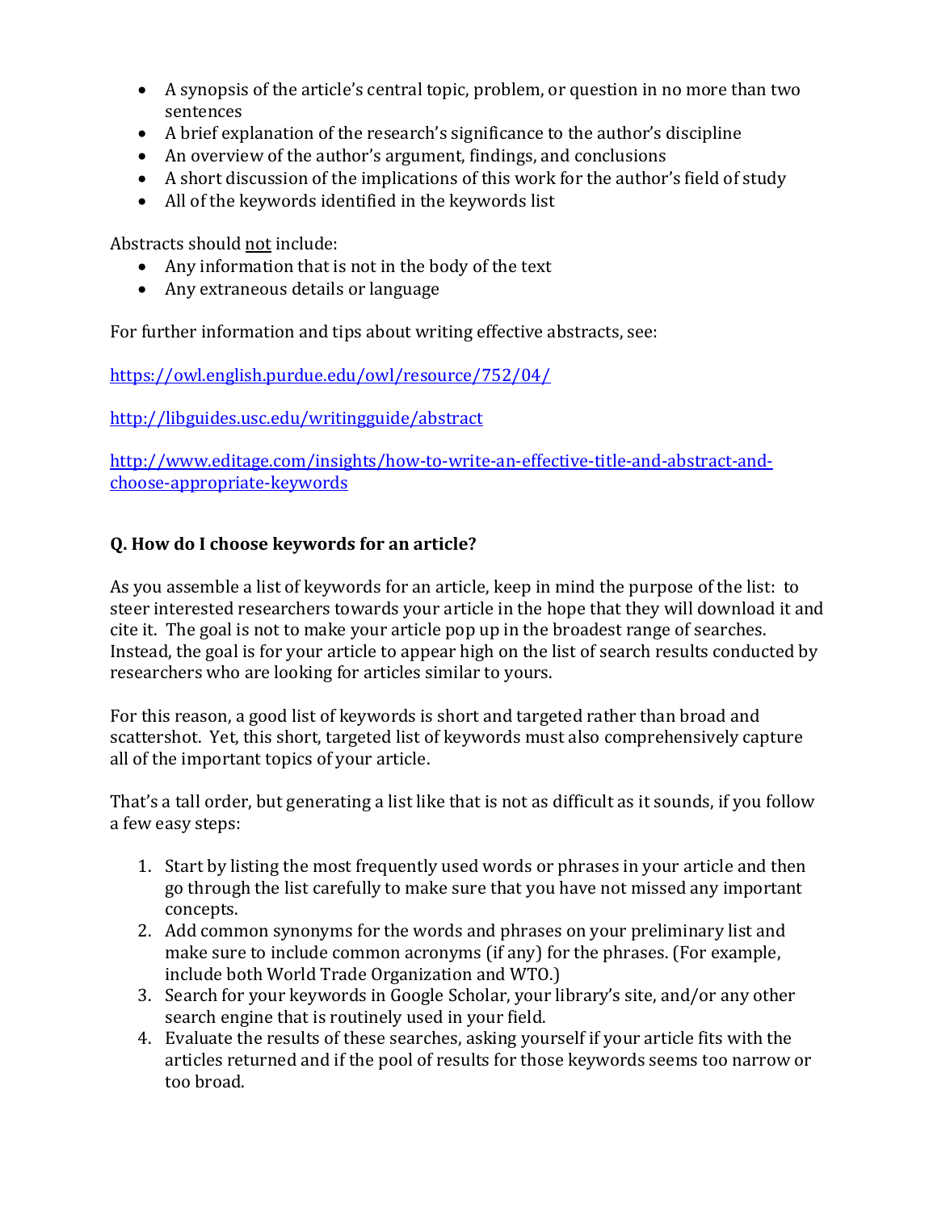- A synopsis of the article's central topic, problem, or question in no more than two sentences
- A brief explanation of the research's significance to the author's discipline
- An overview of the author's argument, findings, and conclusions
- A short discussion of the implications of this work for the author's field of study
- All of the keywords identified in the keywords list

Abstracts should not include:

- Any information that is not in the body of the text
- Any extraneous details or language

For further information and tips about writing effective abstracts, see:

https://owl.english.purdue.edu/owl/resource/752/04/

http://libguides.usc.edu/writingguide/abstract

http://www.editage.com/insights/how-to-write-an-effective-title-and-abstract-and-choose-appropriate-keywords

**Q. How do I choose keywords for an article?**

As you assemble a list of keywords for an article, keep in mind the purpose of the list: to steer interested researchers towards your article in the hope that they will download it and cite it. The goal is not to make your article pop up in the broadest range of searches. Instead, the goal is for your article to appear high on the list of search results conducted by researchers who are looking for articles similar to yours.

For this reason, a good list of keywords is short and targeted rather than broad and scattershot. Yet, this short, targeted list of keywords must also comprehensively capture all of the important topics of your article.

That's a tall order, but generating a list like that is not as difficult as it sounds, if you follow a few easy steps:

1. Start by listing the most frequently used words or phrases in your article and then go through the list carefully to make sure that you have not missed any important concepts.
2. Add common synonyms for the words and phrases on your preliminary list and make sure to include common acronyms (if any) for the phrases. (For example, include both World Trade Organization and WTO.)
3. Search for your keywords in Google Scholar, your library's site, and/or any other search engine that is routinely used in your field.
4. Evaluate the results of these searches, asking yourself if your article fits with the articles returned and if the pool of results for those keywords seems too narrow or too broad.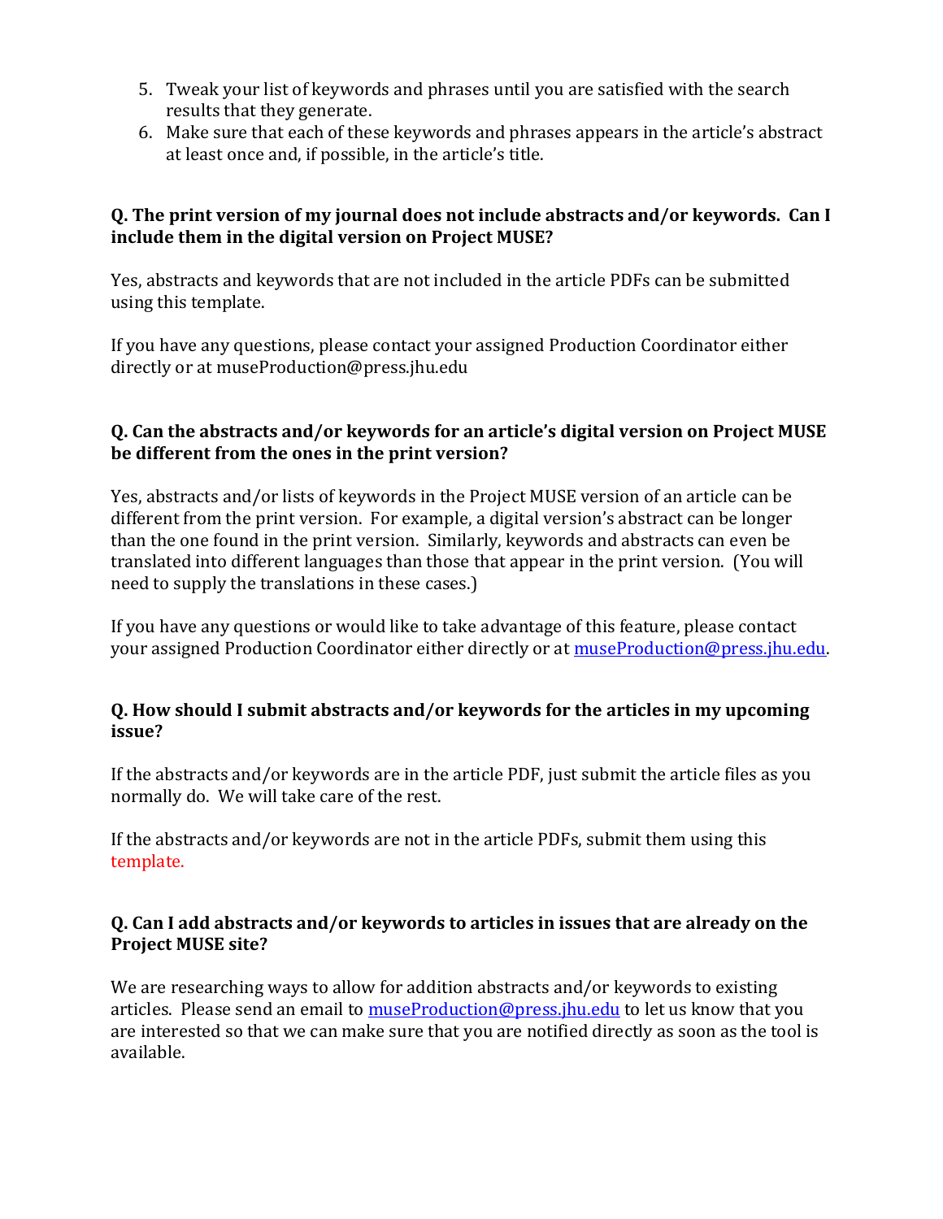5. Tweak your list of keywords and phrases until you are satisfied with the search results that they generate.
6. Make sure that each of these keywords and phrases appears in the article's abstract at least once and, if possible, in the article's title.

**Q. The print version of my journal does not include abstracts and/or keywords. Can I include them in the digital version on Project MUSE?**

Yes, abstracts and keywords that are not included in the article PDFs can be submitted using this template.

If you have any questions, please contact your assigned Production Coordinator either directly or at museProduction@press.jhu.edu

**Q. Can the abstracts and/or keywords for an article's digital version on Project MUSE be different from the ones in the print version?**

Yes, abstracts and/or lists of keywords in the Project MUSE version of an article can be different from the print version. For example, a digital version's abstract can be longer than the one found in the print version. Similarly, keywords and abstracts can even be translated into different languages than those that appear in the print version. (You will need to supply the translations in these cases.)

If you have any questions or would like to take advantage of this feature, please contact your assigned Production Coordinator either directly or at museProduction@press.jhu.edu.

**Q. How should I submit abstracts and/or keywords for the articles in my upcoming issue?**

If the abstracts and/or keywords are in the article PDF, just submit the article files as you normally do. We will take care of the rest.

If the abstracts and/or keywords are not in the article PDFs, submit them using this template.

**Q. Can I add abstracts and/or keywords to articles in issues that are already on the Project MUSE site?**

We are researching ways to allow for addition abstracts and/or keywords to existing articles. Please send an email to museProduction@press.jhu.edu to let us know that you are interested so that we can make sure that you are notified directly as soon as the tool is available.